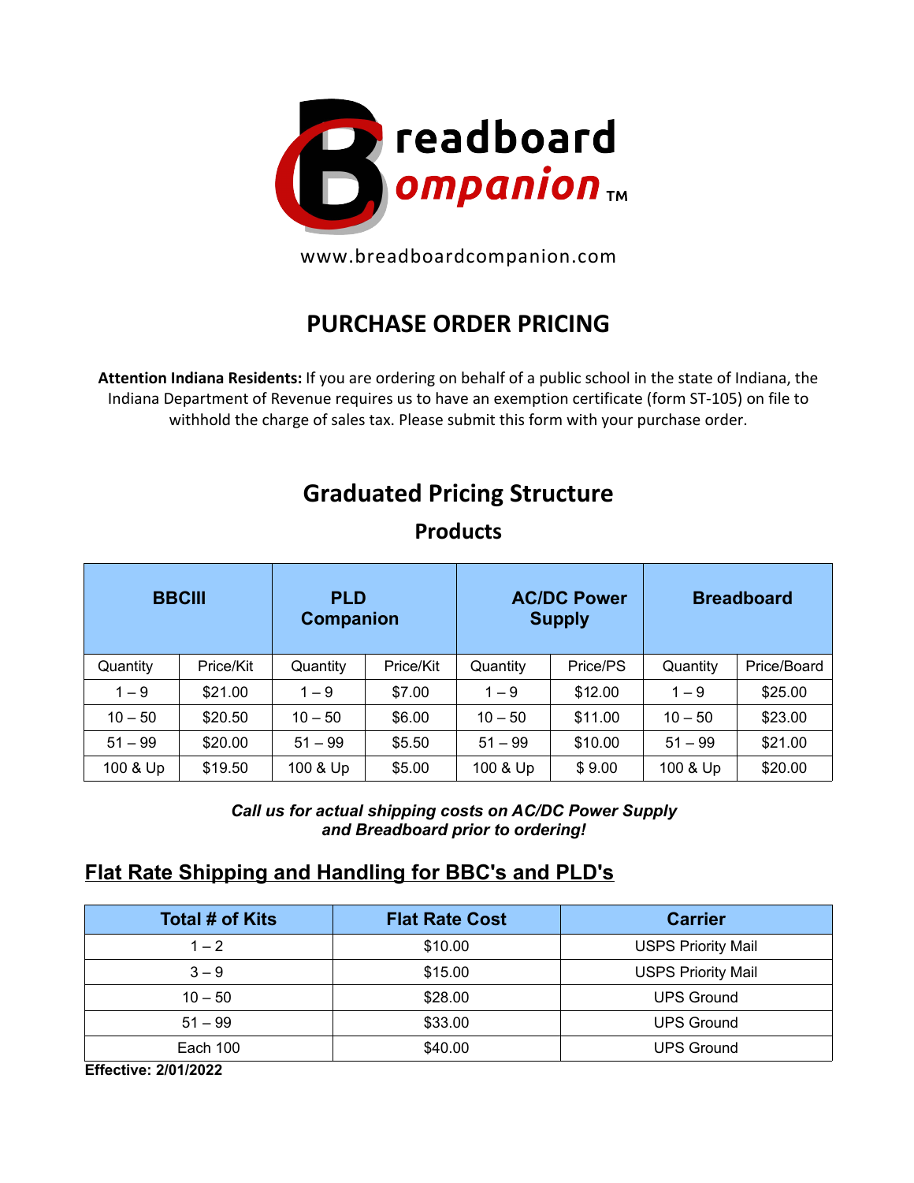# Breadboard Companion™

www.breadboardcompanion.com

## PURCHASE ORDER PRICING

**Attention Indiana Residents:** If you are ordering on behalf of a public school in the state of Indiana, the Indiana Department of Revenue requires us to have an exemption certificate (form ST-105) on file to withhold the charge of sales tax. Please submit this form with your purchase order.

## Graduated Pricing Structure

### Products

| BBCIII | | PLD Companion | | AC/DC Power Supply | | Breadboard | |
|---|---|---|---|---|---|---|---|
| Quantity | Price/Kit | Quantity | Price/Kit | Quantity | Price/PS | Quantity | Price/Board |
| 1 – 9 | $21.00 | 1 – 9 | $7.00 | 1 – 9 | $12.00 | 1 – 9 | $25.00 |
| 10 – 50 | $20.50 | 10 – 50 | $6.00 | 10 – 50 | $11.00 | 10 – 50 | $23.00 |
| 51 – 99 | $20.00 | 51 – 99 | $5.50 | 51 – 99 | $10.00 | 51 – 99 | $21.00 |
| 100 & Up | $19.50 | 100 & Up | $5.00 | 100 & Up | $ 9.00 | 100 & Up | $20.00 |

***Call us for actual shipping costs on AC/DC Power Supply and Breadboard prior to ordering!***

## Flat Rate Shipping and Handling for BBC's and PLD's

| Total # of Kits | Flat Rate Cost | Carrier |
|---|---|---|
| 1 – 2 | $10.00 | USPS Priority Mail |
| 3 – 9 | $15.00 | USPS Priority Mail |
| 10 – 50 | $28.00 | UPS Ground |
| 51 – 99 | $33.00 | UPS Ground |
| Each 100 | $40.00 | UPS Ground |

**Effective: 2/01/2022**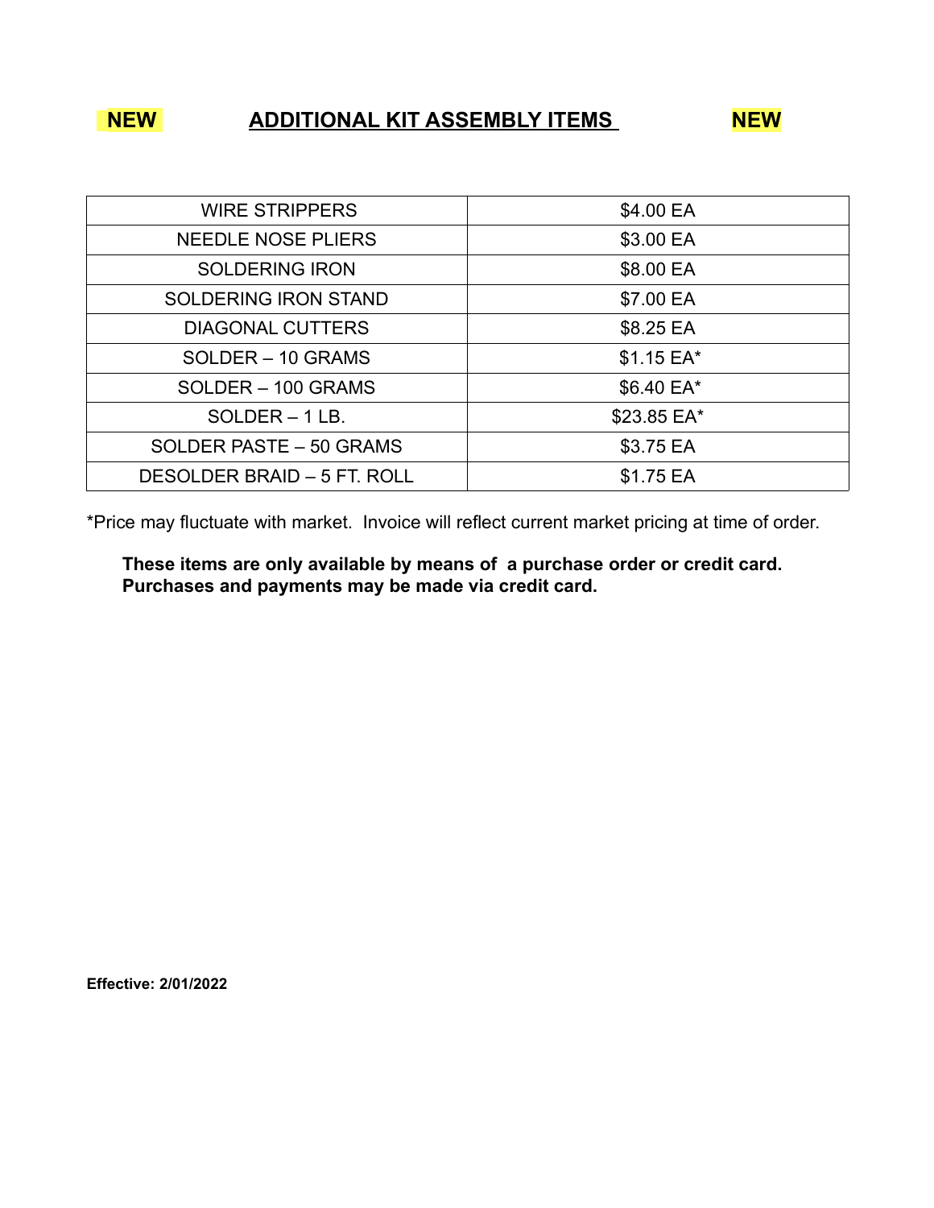## NEW ADDITIONAL KIT ASSEMBLY ITEMS NEW

| | |
|---|---|
| WIRE STRIPPERS | $4.00 EA |
| NEEDLE NOSE PLIERS | $3.00 EA |
| SOLDERING IRON | $8.00 EA |
| SOLDERING IRON STAND | $7.00 EA |
| DIAGONAL CUTTERS | $8.25 EA |
| SOLDER – 10 GRAMS | $1.15 EA* |
| SOLDER – 100 GRAMS | $6.40 EA* |
| SOLDER – 1 LB. | $23.85 EA* |
| SOLDER PASTE – 50 GRAMS | $3.75 EA |
| DESOLDER BRAID – 5 FT. ROLL | $1.75 EA |

*Price may fluctuate with market. Invoice will reflect current market pricing at time of order.

**These items are only available by means of a purchase order or credit card. Purchases and payments may be made via credit card.**

**Effective: 2/01/2022**